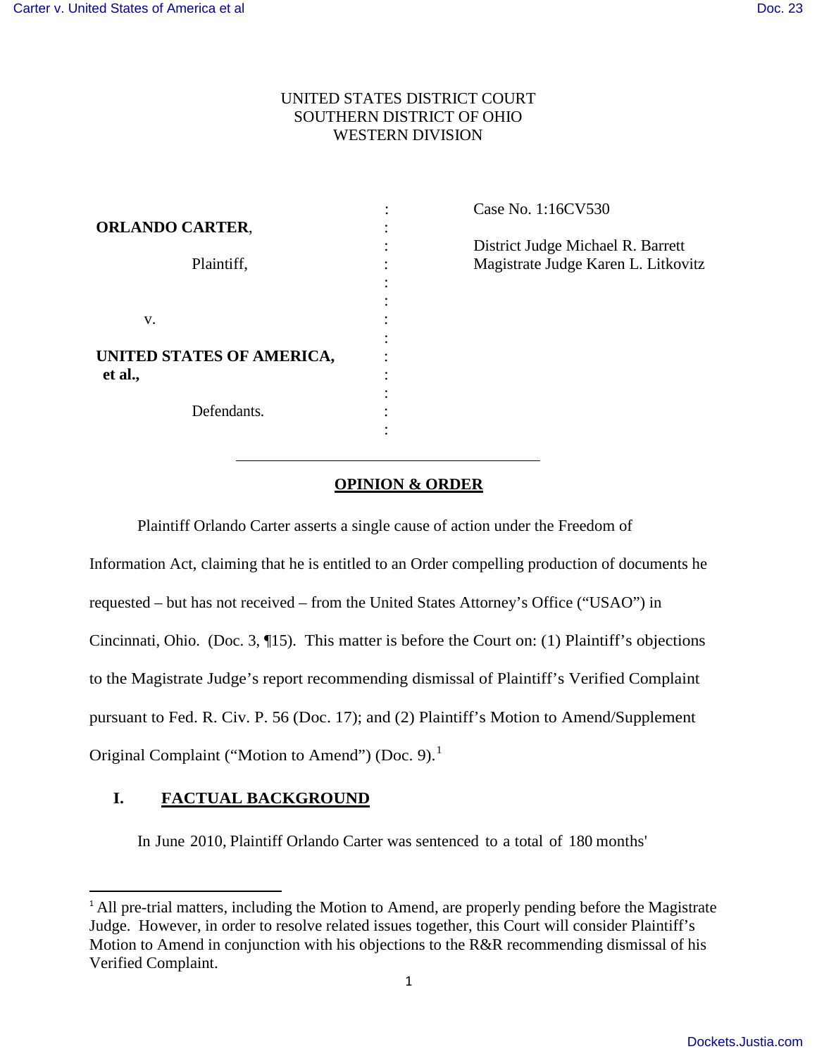UNITED STATES DISTRICT COURT
SOUTHERN DISTRICT OF OHIO
WESTERN DIVISION

| | | |
|---|---|---|
| **ORLANDO CARTER**, | : | Case No. 1:16CV530 |
| Plaintiff, | : | District Judge Michael R. Barrett |
| | : | Magistrate Judge Karen L. Litkovitz |
| v. | : | |
| **UNITED STATES OF AMERICA, et al.,** | : | |
| Defendants. | : | |

## OPINION & ORDER

Plaintiff Orlando Carter asserts a single cause of action under the Freedom of Information Act, claiming that he is entitled to an Order compelling production of documents he requested – but has not received – from the United States Attorney's Office ("USAO") in Cincinnati, Ohio. (Doc. 3, ¶15). This matter is before the Court on: (1) Plaintiff's objections to the Magistrate Judge's report recommending dismissal of Plaintiff's Verified Complaint pursuant to Fed. R. Civ. P. 56 (Doc. 17); and (2) Plaintiff's Motion to Amend/Supplement Original Complaint ("Motion to Amend") (Doc. 9).[1]

## I. FACTUAL BACKGROUND

In June 2010, Plaintiff Orlando Carter was sentenced to a total of 180 months'

[1] All pre-trial matters, including the Motion to Amend, are properly pending before the Magistrate Judge. However, in order to resolve related issues together, this Court will consider Plaintiff's Motion to Amend in conjunction with his objections to the R&R recommending dismissal of his Verified Complaint.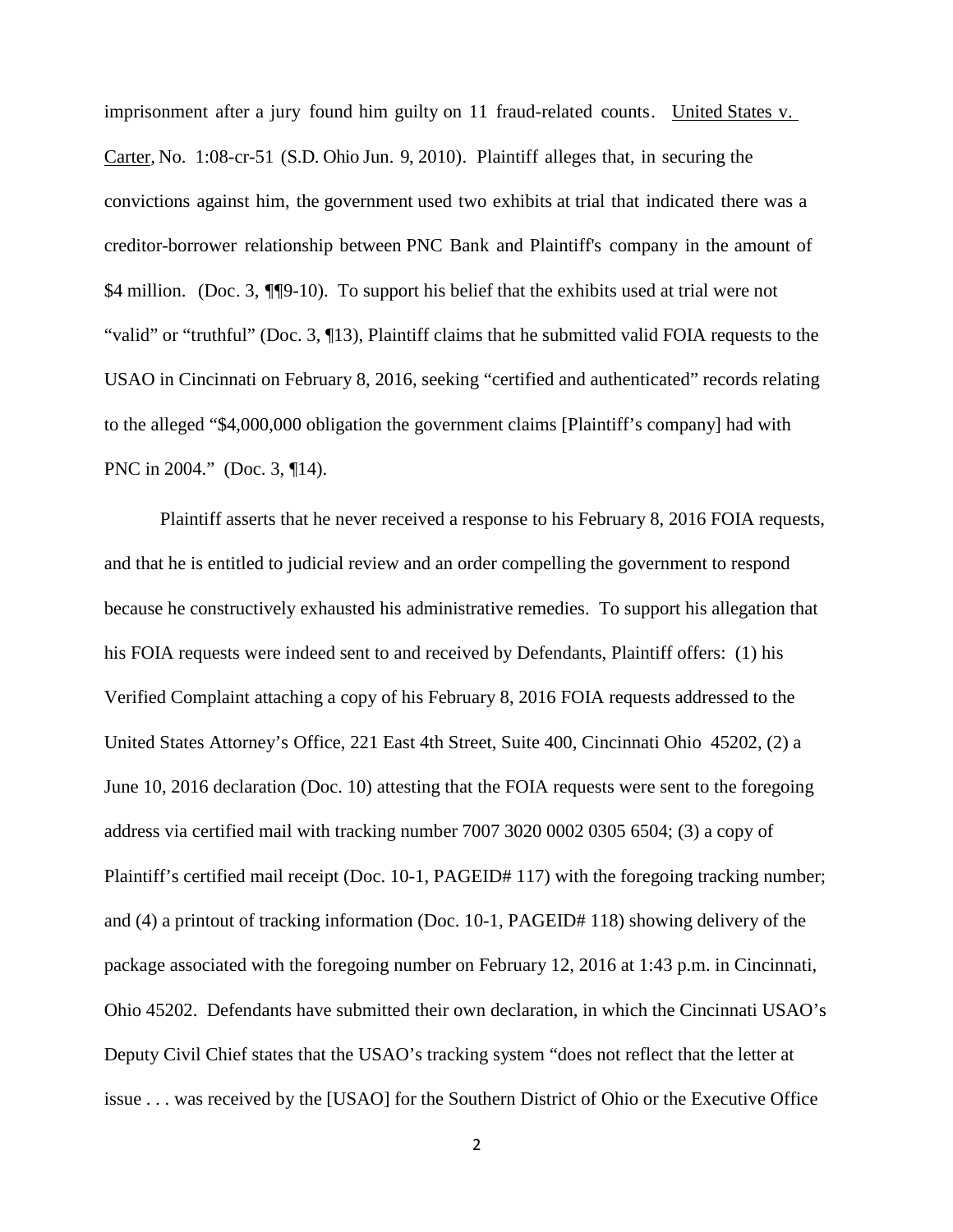imprisonment after a jury found him guilty on 11 fraud-related counts. United States v. Carter, No. 1:08-cr-51 (S.D. Ohio Jun. 9, 2010). Plaintiff alleges that, in securing the convictions against him, the government used two exhibits at trial that indicated there was a creditor-borrower relationship between PNC Bank and Plaintiff's company in the amount of $4 million. (Doc. 3, ¶¶9-10). To support his belief that the exhibits used at trial were not "valid" or "truthful" (Doc. 3, ¶13), Plaintiff claims that he submitted valid FOIA requests to the USAO in Cincinnati on February 8, 2016, seeking "certified and authenticated" records relating to the alleged "$4,000,000 obligation the government claims [Plaintiff's company] had with PNC in 2004." (Doc. 3, ¶14).

Plaintiff asserts that he never received a response to his February 8, 2016 FOIA requests, and that he is entitled to judicial review and an order compelling the government to respond because he constructively exhausted his administrative remedies. To support his allegation that his FOIA requests were indeed sent to and received by Defendants, Plaintiff offers: (1) his Verified Complaint attaching a copy of his February 8, 2016 FOIA requests addressed to the United States Attorney's Office, 221 East 4th Street, Suite 400, Cincinnati Ohio 45202, (2) a June 10, 2016 declaration (Doc. 10) attesting that the FOIA requests were sent to the foregoing address via certified mail with tracking number 7007 3020 0002 0305 6504; (3) a copy of Plaintiff's certified mail receipt (Doc. 10-1, PAGEID# 117) with the foregoing tracking number; and (4) a printout of tracking information (Doc. 10-1, PAGEID# 118) showing delivery of the package associated with the foregoing number on February 12, 2016 at 1:43 p.m. in Cincinnati, Ohio 45202. Defendants have submitted their own declaration, in which the Cincinnati USAO's Deputy Civil Chief states that the USAO's tracking system "does not reflect that the letter at issue . . . was received by the [USAO] for the Southern District of Ohio or the Executive Office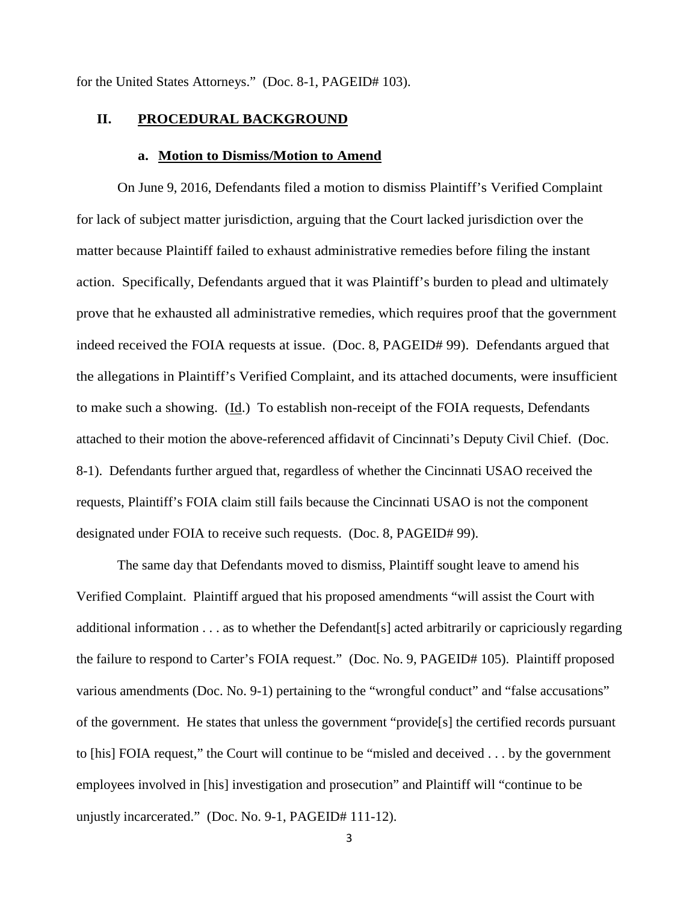for the United States Attorneys." (Doc. 8-1, PAGEID# 103).

## II. PROCEDURAL BACKGROUND

### a. Motion to Dismiss/Motion to Amend

On June 9, 2016, Defendants filed a motion to dismiss Plaintiff's Verified Complaint for lack of subject matter jurisdiction, arguing that the Court lacked jurisdiction over the matter because Plaintiff failed to exhaust administrative remedies before filing the instant action. Specifically, Defendants argued that it was Plaintiff's burden to plead and ultimately prove that he exhausted all administrative remedies, which requires proof that the government indeed received the FOIA requests at issue. (Doc. 8, PAGEID# 99). Defendants argued that the allegations in Plaintiff's Verified Complaint, and its attached documents, were insufficient to make such a showing. (Id.) To establish non-receipt of the FOIA requests, Defendants attached to their motion the above-referenced affidavit of Cincinnati's Deputy Civil Chief. (Doc. 8-1). Defendants further argued that, regardless of whether the Cincinnati USAO received the requests, Plaintiff's FOIA claim still fails because the Cincinnati USAO is not the component designated under FOIA to receive such requests. (Doc. 8, PAGEID# 99).

The same day that Defendants moved to dismiss, Plaintiff sought leave to amend his Verified Complaint. Plaintiff argued that his proposed amendments "will assist the Court with additional information . . . as to whether the Defendant[s] acted arbitrarily or capriciously regarding the failure to respond to Carter's FOIA request." (Doc. No. 9, PAGEID# 105). Plaintiff proposed various amendments (Doc. No. 9-1) pertaining to the "wrongful conduct" and "false accusations" of the government. He states that unless the government "provide[s] the certified records pursuant to [his] FOIA request," the Court will continue to be "misled and deceived . . . by the government employees involved in [his] investigation and prosecution" and Plaintiff will "continue to be unjustly incarcerated." (Doc. No. 9-1, PAGEID# 111-12).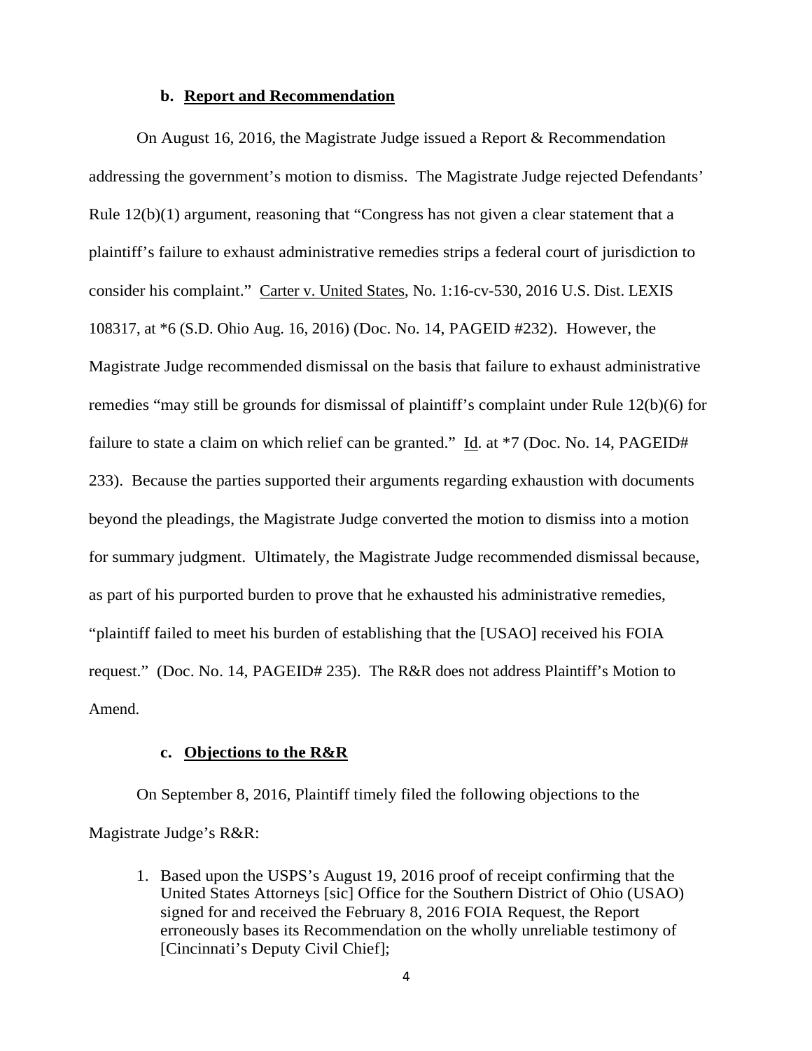### b. **Report and Recommendation**

On August 16, 2016, the Magistrate Judge issued a Report & Recommendation addressing the government's motion to dismiss. The Magistrate Judge rejected Defendants' Rule 12(b)(1) argument, reasoning that "Congress has not given a clear statement that a plaintiff's failure to exhaust administrative remedies strips a federal court of jurisdiction to consider his complaint." Carter v. United States, No. 1:16-cv-530, 2016 U.S. Dist. LEXIS 108317, at *6 (S.D. Ohio Aug. 16, 2016) (Doc. No. 14, PAGEID #232). However, the Magistrate Judge recommended dismissal on the basis that failure to exhaust administrative remedies "may still be grounds for dismissal of plaintiff's complaint under Rule 12(b)(6) for failure to state a claim on which relief can be granted." Id. at *7 (Doc. No. 14, PAGEID# 233). Because the parties supported their arguments regarding exhaustion with documents beyond the pleadings, the Magistrate Judge converted the motion to dismiss into a motion for summary judgment. Ultimately, the Magistrate Judge recommended dismissal because, as part of his purported burden to prove that he exhausted his administrative remedies, "plaintiff failed to meet his burden of establishing that the [USAO] received his FOIA request." (Doc. No. 14, PAGEID# 235). The R&R does not address Plaintiff's Motion to Amend.

### c. **Objections to the R&R**

On September 8, 2016, Plaintiff timely filed the following objections to the Magistrate Judge's R&R:

1. Based upon the USPS's August 19, 2016 proof of receipt confirming that the United States Attorneys [sic] Office for the Southern District of Ohio (USAO) signed for and received the February 8, 2016 FOIA Request, the Report erroneously bases its Recommendation on the wholly unreliable testimony of [Cincinnati's Deputy Civil Chief];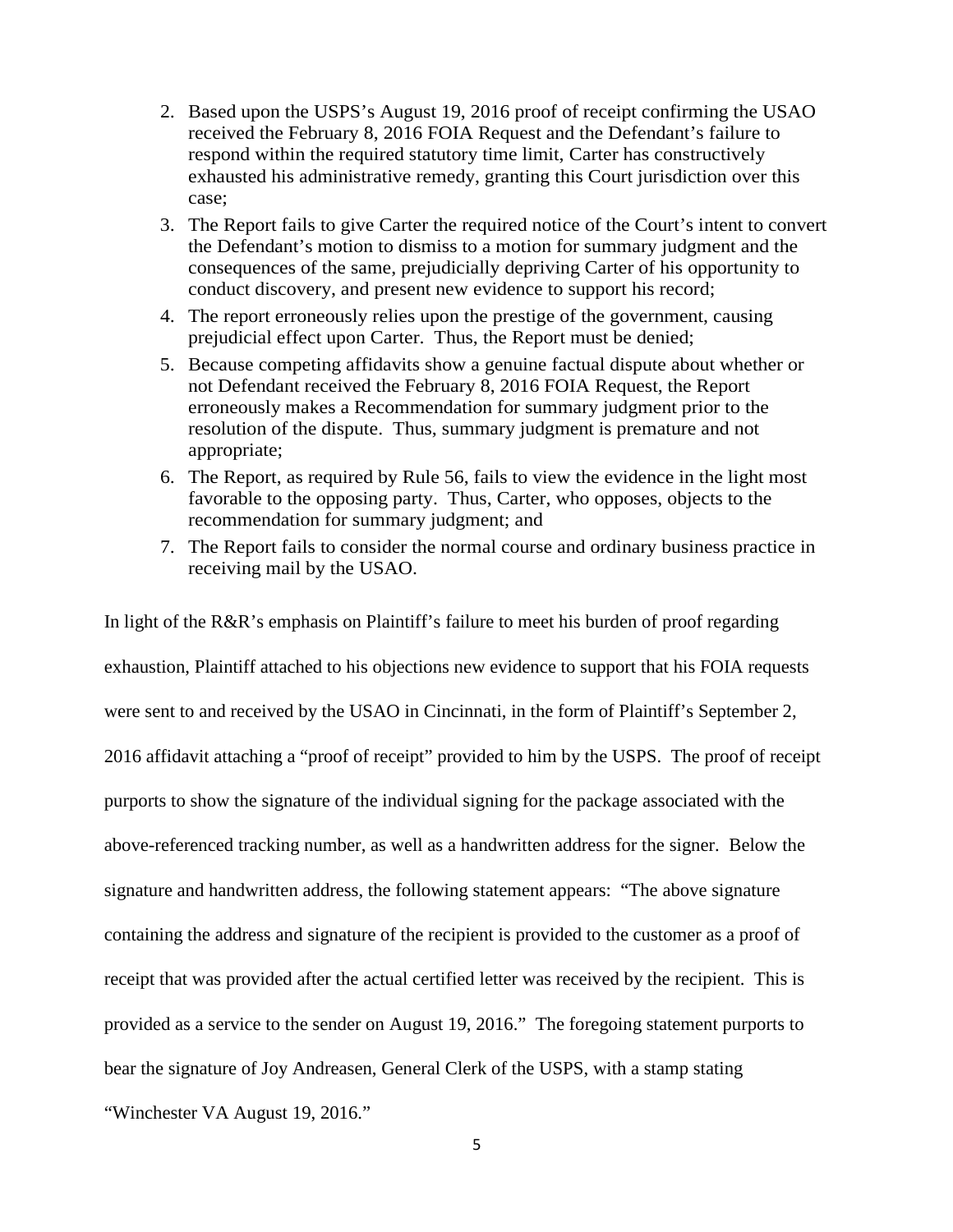2. Based upon the USPS's August 19, 2016 proof of receipt confirming the USAO received the February 8, 2016 FOIA Request and the Defendant's failure to respond within the required statutory time limit, Carter has constructively exhausted his administrative remedy, granting this Court jurisdiction over this case;
3. The Report fails to give Carter the required notice of the Court's intent to convert the Defendant's motion to dismiss to a motion for summary judgment and the consequences of the same, prejudicially depriving Carter of his opportunity to conduct discovery, and present new evidence to support his record;
4. The report erroneously relies upon the prestige of the government, causing prejudicial effect upon Carter. Thus, the Report must be denied;
5. Because competing affidavits show a genuine factual dispute about whether or not Defendant received the February 8, 2016 FOIA Request, the Report erroneously makes a Recommendation for summary judgment prior to the resolution of the dispute. Thus, summary judgment is premature and not appropriate;
6. The Report, as required by Rule 56, fails to view the evidence in the light most favorable to the opposing party. Thus, Carter, who opposes, objects to the recommendation for summary judgment; and
7. The Report fails to consider the normal course and ordinary business practice in receiving mail by the USAO.

In light of the R&R's emphasis on Plaintiff's failure to meet his burden of proof regarding exhaustion, Plaintiff attached to his objections new evidence to support that his FOIA requests were sent to and received by the USAO in Cincinnati, in the form of Plaintiff's September 2, 2016 affidavit attaching a "proof of receipt" provided to him by the USPS. The proof of receipt purports to show the signature of the individual signing for the package associated with the above-referenced tracking number, as well as a handwritten address for the signer. Below the signature and handwritten address, the following statement appears: "The above signature containing the address and signature of the recipient is provided to the customer as a proof of receipt that was provided after the actual certified letter was received by the recipient. This is provided as a service to the sender on August 19, 2016." The foregoing statement purports to bear the signature of Joy Andreasen, General Clerk of the USPS, with a stamp stating "Winchester VA August 19, 2016."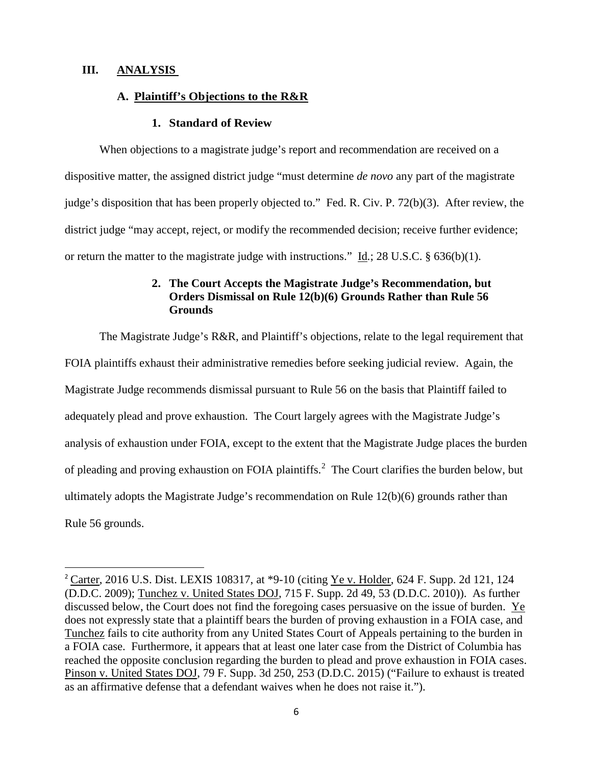## III. ANALYSIS

### A. Plaintiff's Objections to the R&R

#### 1. Standard of Review

When objections to a magistrate judge's report and recommendation are received on a dispositive matter, the assigned district judge "must determine *de novo* any part of the magistrate judge's disposition that has been properly objected to." Fed. R. Civ. P. 72(b)(3). After review, the district judge "may accept, reject, or modify the recommended decision; receive further evidence; or return the matter to the magistrate judge with instructions." Id.; 28 U.S.C. § 636(b)(1).

#### 2. The Court Accepts the Magistrate Judge's Recommendation, but Orders Dismissal on Rule 12(b)(6) Grounds Rather than Rule 56 Grounds

The Magistrate Judge's R&R, and Plaintiff's objections, relate to the legal requirement that FOIA plaintiffs exhaust their administrative remedies before seeking judicial review. Again, the Magistrate Judge recommends dismissal pursuant to Rule 56 on the basis that Plaintiff failed to adequately plead and prove exhaustion. The Court largely agrees with the Magistrate Judge's analysis of exhaustion under FOIA, except to the extent that the Magistrate Judge places the burden of pleading and proving exhaustion on FOIA plaintiffs.[2] The Court clarifies the burden below, but ultimately adopts the Magistrate Judge's recommendation on Rule 12(b)(6) grounds rather than Rule 56 grounds.

---

[2] Carter, 2016 U.S. Dist. LEXIS 108317, at *9-10 (citing Ye v. Holder, 624 F. Supp. 2d 121, 124 (D.D.C. 2009); Tunchez v. United States DOJ, 715 F. Supp. 2d 49, 53 (D.D.C. 2010)). As further discussed below, the Court does not find the foregoing cases persuasive on the issue of burden. Ye does not expressly state that a plaintiff bears the burden of proving exhaustion in a FOIA case, and Tunchez fails to cite authority from any United States Court of Appeals pertaining to the burden in a FOIA case. Furthermore, it appears that at least one later case from the District of Columbia has reached the opposite conclusion regarding the burden to plead and prove exhaustion in FOIA cases. Pinson v. United States DOJ, 79 F. Supp. 3d 250, 253 (D.D.C. 2015) ("Failure to exhaust is treated as an affirmative defense that a defendant waives when he does not raise it.").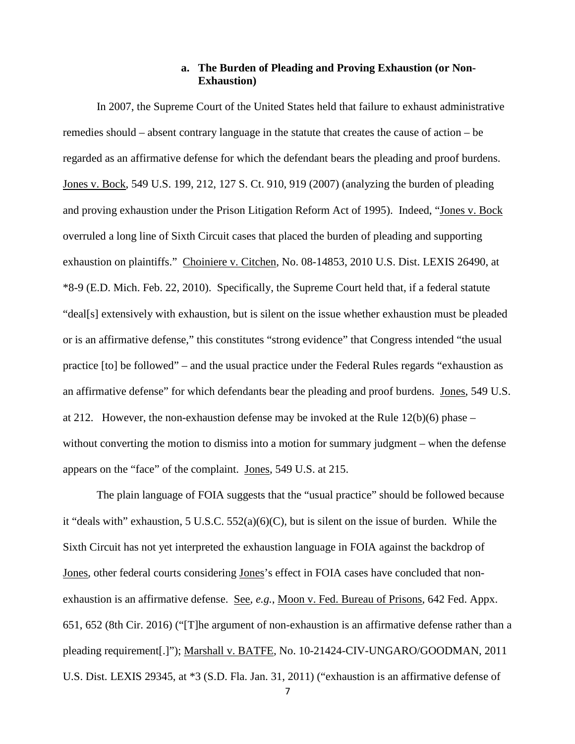### a. The Burden of Pleading and Proving Exhaustion (or Non-Exhaustion)

In 2007, the Supreme Court of the United States held that failure to exhaust administrative remedies should – absent contrary language in the statute that creates the cause of action – be regarded as an affirmative defense for which the defendant bears the pleading and proof burdens. Jones v. Bock, 549 U.S. 199, 212, 127 S. Ct. 910, 919 (2007) (analyzing the burden of pleading and proving exhaustion under the Prison Litigation Reform Act of 1995). Indeed, "Jones v. Bock overruled a long line of Sixth Circuit cases that placed the burden of pleading and supporting exhaustion on plaintiffs." Choiniere v. Citchen, No. 08-14853, 2010 U.S. Dist. LEXIS 26490, at *8-9 (E.D. Mich. Feb. 22, 2010). Specifically, the Supreme Court held that, if a federal statute "deal[s] extensively with exhaustion, but is silent on the issue whether exhaustion must be pleaded or is an affirmative defense," this constitutes "strong evidence" that Congress intended "the usual practice [to] be followed" – and the usual practice under the Federal Rules regards "exhaustion as an affirmative defense" for which defendants bear the pleading and proof burdens. Jones, 549 U.S. at 212. However, the non-exhaustion defense may be invoked at the Rule 12(b)(6) phase – without converting the motion to dismiss into a motion for summary judgment – when the defense appears on the "face" of the complaint. Jones, 549 U.S. at 215.

The plain language of FOIA suggests that the "usual practice" should be followed because it "deals with" exhaustion, 5 U.S.C. 552(a)(6)(C), but is silent on the issue of burden. While the Sixth Circuit has not yet interpreted the exhaustion language in FOIA against the backdrop of Jones, other federal courts considering Jones's effect in FOIA cases have concluded that non-exhaustion is an affirmative defense. See, *e.g.*, Moon v. Fed. Bureau of Prisons, 642 Fed. Appx. 651, 652 (8th Cir. 2016) ("[T]he argument of non-exhaustion is an affirmative defense rather than a pleading requirement[.]"); Marshall v. BATFE, No. 10-21424-CIV-UNGARO/GOODMAN, 2011 U.S. Dist. LEXIS 29345, at *3 (S.D. Fla. Jan. 31, 2011) ("exhaustion is an affirmative defense of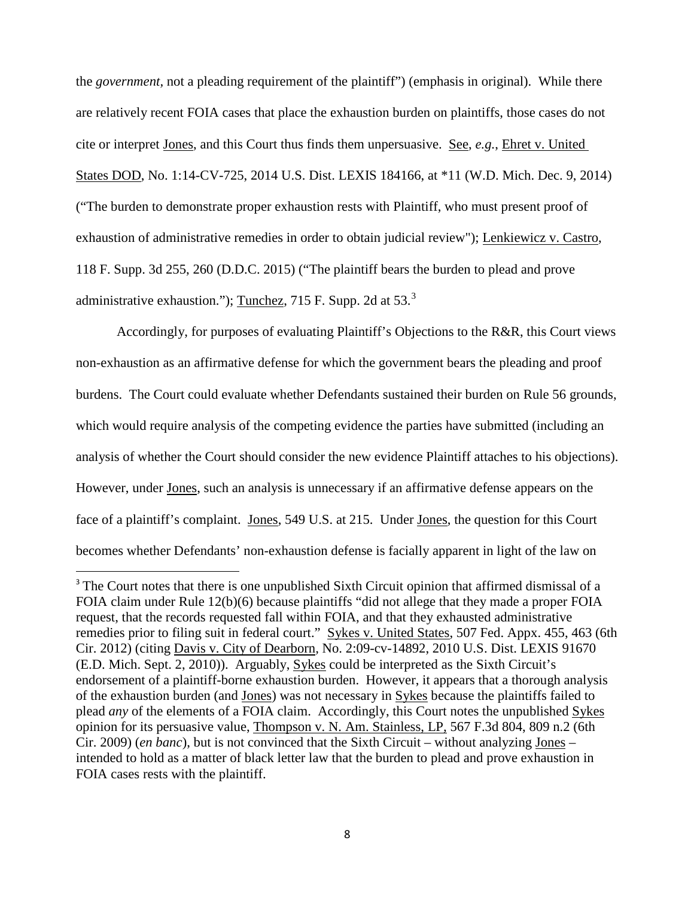the *government*, not a pleading requirement of the plaintiff") (emphasis in original). While there are relatively recent FOIA cases that place the exhaustion burden on plaintiffs, those cases do not cite or interpret Jones, and this Court thus finds them unpersuasive. See, *e.g.*, Ehret v. United States DOD, No. 1:14-CV-725, 2014 U.S. Dist. LEXIS 184166, at *11 (W.D. Mich. Dec. 9, 2014) ("The burden to demonstrate proper exhaustion rests with Plaintiff, who must present proof of exhaustion of administrative remedies in order to obtain judicial review"); Lenkiewicz v. Castro, 118 F. Supp. 3d 255, 260 (D.D.C. 2015) ("The plaintiff bears the burden to plead and prove administrative exhaustion."); Tunchez, 715 F. Supp. 2d at 53.[3]

Accordingly, for purposes of evaluating Plaintiff's Objections to the R&R, this Court views non-exhaustion as an affirmative defense for which the government bears the pleading and proof burdens. The Court could evaluate whether Defendants sustained their burden on Rule 56 grounds, which would require analysis of the competing evidence the parties have submitted (including an analysis of whether the Court should consider the new evidence Plaintiff attaches to his objections). However, under Jones, such an analysis is unnecessary if an affirmative defense appears on the face of a plaintiff's complaint. Jones, 549 U.S. at 215. Under Jones, the question for this Court becomes whether Defendants' non-exhaustion defense is facially apparent in light of the law on

[3] The Court notes that there is one unpublished Sixth Circuit opinion that affirmed dismissal of a FOIA claim under Rule 12(b)(6) because plaintiffs "did not allege that they made a proper FOIA request, that the records requested fall within FOIA, and that they exhausted administrative remedies prior to filing suit in federal court." Sykes v. United States, 507 Fed. Appx. 455, 463 (6th Cir. 2012) (citing Davis v. City of Dearborn, No. 2:09-cv-14892, 2010 U.S. Dist. LEXIS 91670 (E.D. Mich. Sept. 2, 2010)). Arguably, Sykes could be interpreted as the Sixth Circuit's endorsement of a plaintiff-borne exhaustion burden. However, it appears that a thorough analysis of the exhaustion burden (and Jones) was not necessary in Sykes because the plaintiffs failed to plead *any* of the elements of a FOIA claim. Accordingly, this Court notes the unpublished Sykes opinion for its persuasive value, Thompson v. N. Am. Stainless, LP, 567 F.3d 804, 809 n.2 (6th Cir. 2009) (*en banc*), but is not convinced that the Sixth Circuit – without analyzing Jones – intended to hold as a matter of black letter law that the burden to plead and prove exhaustion in FOIA cases rests with the plaintiff.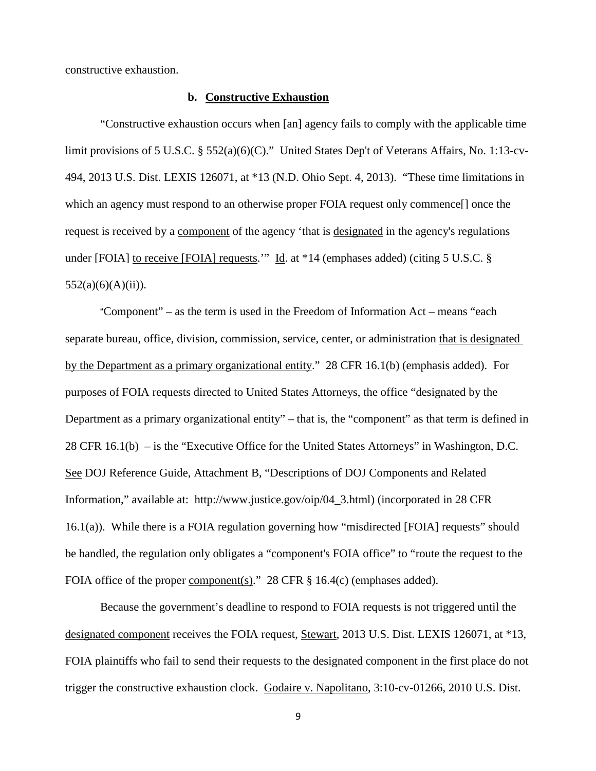constructive exhaustion.

### b. Constructive Exhaustion

"Constructive exhaustion occurs when [an] agency fails to comply with the applicable time limit provisions of 5 U.S.C. § 552(a)(6)(C)." United States Dep't of Veterans Affairs, No. 1:13-cv-494, 2013 U.S. Dist. LEXIS 126071, at *13 (N.D. Ohio Sept. 4, 2013). "These time limitations in which an agency must respond to an otherwise proper FOIA request only commence[] once the request is received by a component of the agency 'that is designated in the agency's regulations under [FOIA] to receive [FOIA] requests.'" Id. at *14 (emphases added) (citing 5 U.S.C. § 552(a)(6)(A)(ii)).

"Component" – as the term is used in the Freedom of Information Act – means "each separate bureau, office, division, commission, service, center, or administration that is designated by the Department as a primary organizational entity." 28 CFR 16.1(b) (emphasis added). For purposes of FOIA requests directed to United States Attorneys, the office "designated by the Department as a primary organizational entity" – that is, the "component" as that term is defined in 28 CFR 16.1(b) – is the "Executive Office for the United States Attorneys" in Washington, D.C. See DOJ Reference Guide, Attachment B, "Descriptions of DOJ Components and Related Information," available at: http://www.justice.gov/oip/04_3.html) (incorporated in 28 CFR 16.1(a)). While there is a FOIA regulation governing how "misdirected [FOIA] requests" should be handled, the regulation only obligates a "component's FOIA office" to "route the request to the FOIA office of the proper component(s)." 28 CFR § 16.4(c) (emphases added).

Because the government's deadline to respond to FOIA requests is not triggered until the designated component receives the FOIA request, Stewart, 2013 U.S. Dist. LEXIS 126071, at *13, FOIA plaintiffs who fail to send their requests to the designated component in the first place do not trigger the constructive exhaustion clock. Godaire v. Napolitano, 3:10-cv-01266, 2010 U.S. Dist.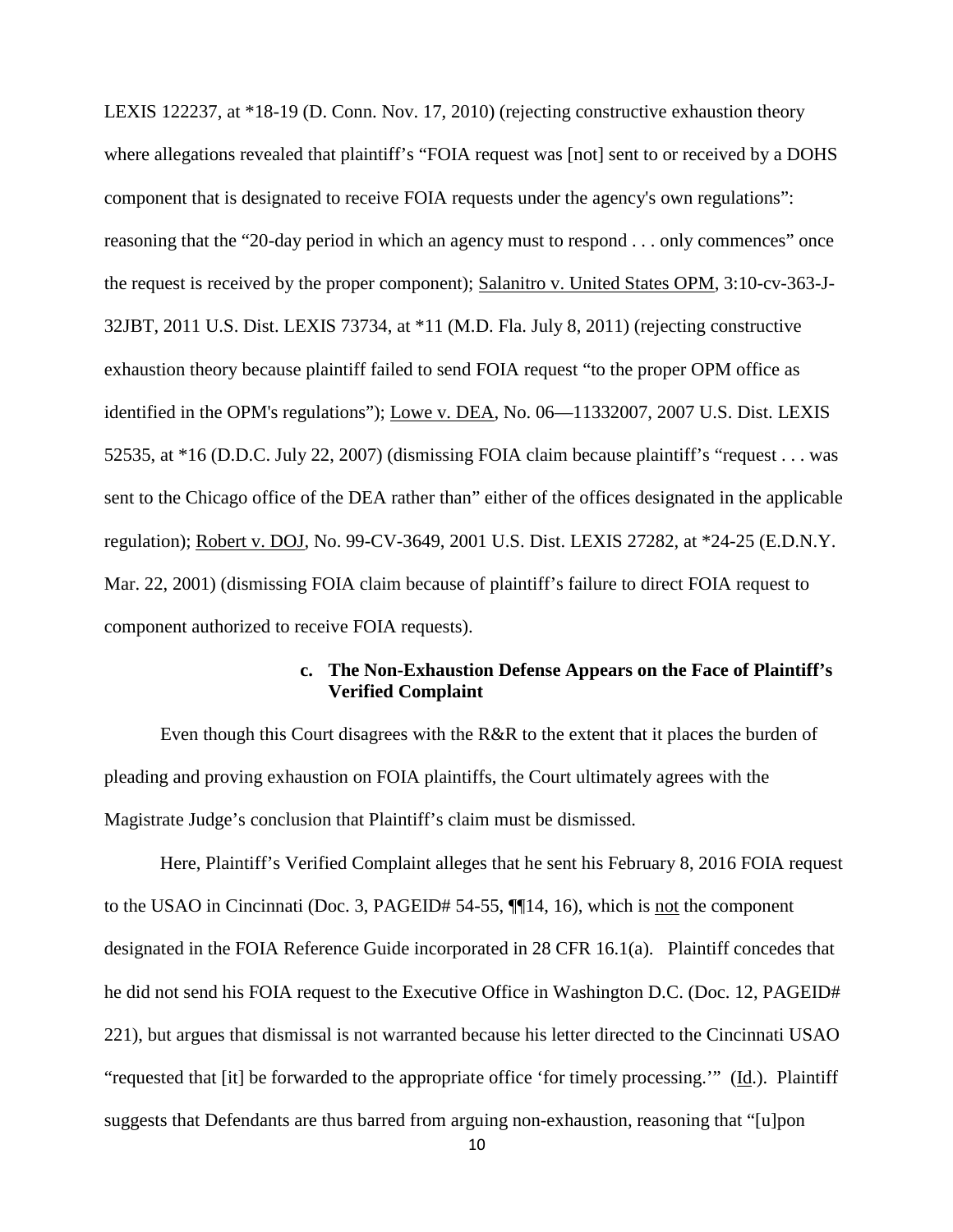LEXIS 122237, at *18-19 (D. Conn. Nov. 17, 2010) (rejecting constructive exhaustion theory where allegations revealed that plaintiff's "FOIA request was [not] sent to or received by a DOHS component that is designated to receive FOIA requests under the agency's own regulations": reasoning that the "20-day period in which an agency must to respond . . . only commences" once the request is received by the proper component); Salanitro v. United States OPM, 3:10-cv-363-J-32JBT, 2011 U.S. Dist. LEXIS 73734, at *11 (M.D. Fla. July 8, 2011) (rejecting constructive exhaustion theory because plaintiff failed to send FOIA request "to the proper OPM office as identified in the OPM's regulations"); Lowe v. DEA, No. 06—11332007, 2007 U.S. Dist. LEXIS 52535, at *16 (D.D.C. July 22, 2007) (dismissing FOIA claim because plaintiff's "request . . . was sent to the Chicago office of the DEA rather than" either of the offices designated in the applicable regulation); Robert v. DOJ, No. 99-CV-3649, 2001 U.S. Dist. LEXIS 27282, at *24-25 (E.D.N.Y. Mar. 22, 2001) (dismissing FOIA claim because of plaintiff's failure to direct FOIA request to component authorized to receive FOIA requests).

**c. The Non-Exhaustion Defense Appears on the Face of Plaintiff's Verified Complaint**

Even though this Court disagrees with the R&R to the extent that it places the burden of pleading and proving exhaustion on FOIA plaintiffs, the Court ultimately agrees with the Magistrate Judge's conclusion that Plaintiff's claim must be dismissed.

Here, Plaintiff's Verified Complaint alleges that he sent his February 8, 2016 FOIA request to the USAO in Cincinnati (Doc. 3, PAGEID# 54-55, ¶¶14, 16), which is not the component designated in the FOIA Reference Guide incorporated in 28 CFR 16.1(a). Plaintiff concedes that he did not send his FOIA request to the Executive Office in Washington D.C. (Doc. 12, PAGEID# 221), but argues that dismissal is not warranted because his letter directed to the Cincinnati USAO "requested that [it] be forwarded to the appropriate office 'for timely processing.'" (Id.). Plaintiff suggests that Defendants are thus barred from arguing non-exhaustion, reasoning that "[u]pon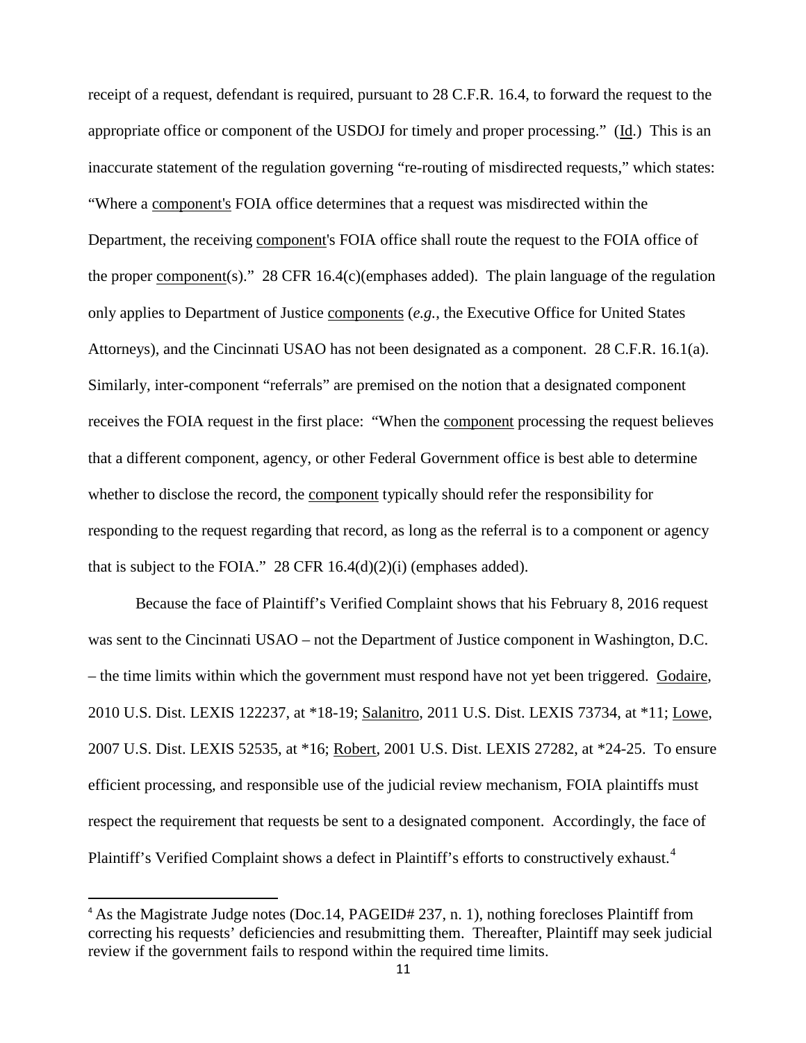receipt of a request, defendant is required, pursuant to 28 C.F.R. 16.4, to forward the request to the appropriate office or component of the USDOJ for timely and proper processing." (Id.) This is an inaccurate statement of the regulation governing "re-routing of misdirected requests," which states: "Where a component's FOIA office determines that a request was misdirected within the Department, the receiving component's FOIA office shall route the request to the FOIA office of the proper component(s)." 28 CFR 16.4(c)(emphases added). The plain language of the regulation only applies to Department of Justice components (*e.g.*, the Executive Office for United States Attorneys), and the Cincinnati USAO has not been designated as a component. 28 C.F.R. 16.1(a). Similarly, inter-component "referrals" are premised on the notion that a designated component receives the FOIA request in the first place: "When the component processing the request believes that a different component, agency, or other Federal Government office is best able to determine whether to disclose the record, the component typically should refer the responsibility for responding to the request regarding that record, as long as the referral is to a component or agency that is subject to the FOIA." 28 CFR 16.4(d)(2)(i) (emphases added).

Because the face of Plaintiff's Verified Complaint shows that his February 8, 2016 request was sent to the Cincinnati USAO – not the Department of Justice component in Washington, D.C. – the time limits within which the government must respond have not yet been triggered. Godaire, 2010 U.S. Dist. LEXIS 122237, at *18-19; Salanitro, 2011 U.S. Dist. LEXIS 73734, at *11; Lowe, 2007 U.S. Dist. LEXIS 52535, at *16; Robert, 2001 U.S. Dist. LEXIS 27282, at *24-25. To ensure efficient processing, and responsible use of the judicial review mechanism, FOIA plaintiffs must respect the requirement that requests be sent to a designated component. Accordingly, the face of Plaintiff's Verified Complaint shows a defect in Plaintiff's efforts to constructively exhaust.[4]

---

[4] As the Magistrate Judge notes (Doc.14, PAGEID# 237, n. 1), nothing forecloses Plaintiff from correcting his requests' deficiencies and resubmitting them. Thereafter, Plaintiff may seek judicial review if the government fails to respond within the required time limits.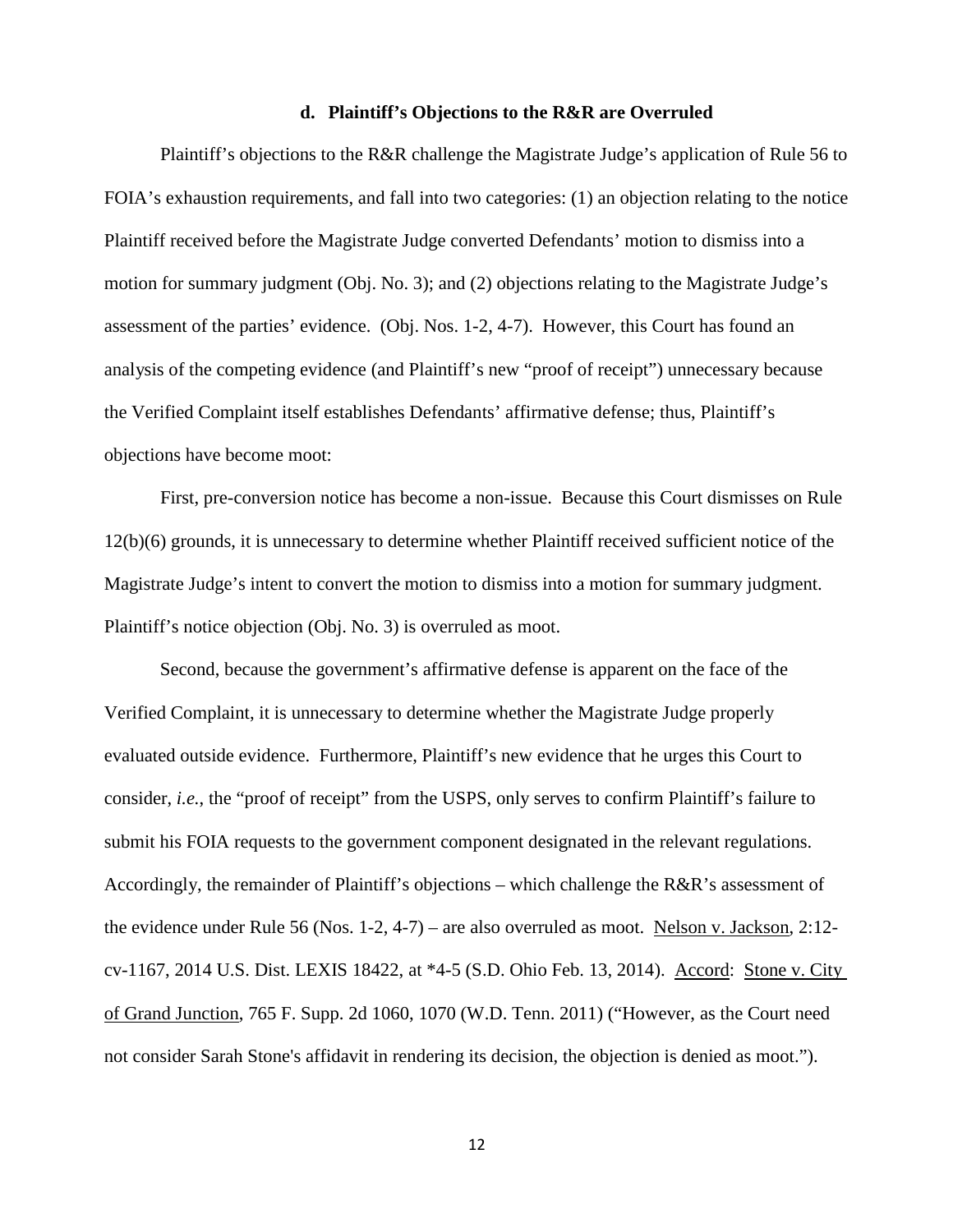### d. Plaintiff's Objections to the R&R are Overruled

Plaintiff's objections to the R&R challenge the Magistrate Judge's application of Rule 56 to FOIA's exhaustion requirements, and fall into two categories: (1) an objection relating to the notice Plaintiff received before the Magistrate Judge converted Defendants' motion to dismiss into a motion for summary judgment (Obj. No. 3); and (2) objections relating to the Magistrate Judge's assessment of the parties' evidence. (Obj. Nos. 1-2, 4-7). However, this Court has found an analysis of the competing evidence (and Plaintiff's new "proof of receipt") unnecessary because the Verified Complaint itself establishes Defendants' affirmative defense; thus, Plaintiff's objections have become moot:

First, pre-conversion notice has become a non-issue. Because this Court dismisses on Rule 12(b)(6) grounds, it is unnecessary to determine whether Plaintiff received sufficient notice of the Magistrate Judge's intent to convert the motion to dismiss into a motion for summary judgment. Plaintiff's notice objection (Obj. No. 3) is overruled as moot.

Second, because the government's affirmative defense is apparent on the face of the Verified Complaint, it is unnecessary to determine whether the Magistrate Judge properly evaluated outside evidence. Furthermore, Plaintiff's new evidence that he urges this Court to consider, *i.e.*, the "proof of receipt" from the USPS, only serves to confirm Plaintiff's failure to submit his FOIA requests to the government component designated in the relevant regulations. Accordingly, the remainder of Plaintiff's objections – which challenge the R&R's assessment of the evidence under Rule 56 (Nos. 1-2, 4-7) – are also overruled as moot. Nelson v. Jackson, 2:12-cv-1167, 2014 U.S. Dist. LEXIS 18422, at *4-5 (S.D. Ohio Feb. 13, 2014). Accord: Stone v. City of Grand Junction, 765 F. Supp. 2d 1060, 1070 (W.D. Tenn. 2011) ("However, as the Court need not consider Sarah Stone's affidavit in rendering its decision, the objection is denied as moot.").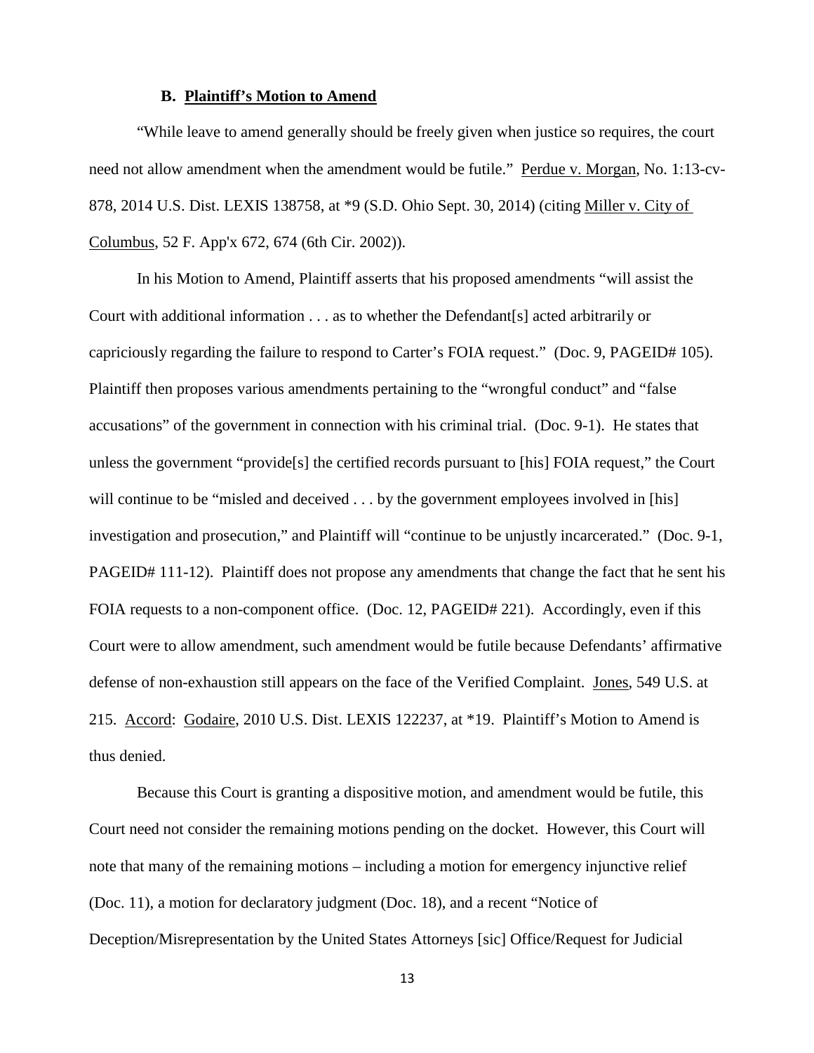### B. Plaintiff's Motion to Amend

"While leave to amend generally should be freely given when justice so requires, the court need not allow amendment when the amendment would be futile." Perdue v. Morgan, No. 1:13-cv-878, 2014 U.S. Dist. LEXIS 138758, at *9 (S.D. Ohio Sept. 30, 2014) (citing Miller v. City of Columbus, 52 F. App'x 672, 674 (6th Cir. 2002)).

In his Motion to Amend, Plaintiff asserts that his proposed amendments "will assist the Court with additional information . . . as to whether the Defendant[s] acted arbitrarily or capriciously regarding the failure to respond to Carter's FOIA request." (Doc. 9, PAGEID# 105). Plaintiff then proposes various amendments pertaining to the "wrongful conduct" and "false accusations" of the government in connection with his criminal trial. (Doc. 9-1). He states that unless the government "provide[s] the certified records pursuant to [his] FOIA request," the Court will continue to be "misled and deceived . . . by the government employees involved in [his] investigation and prosecution," and Plaintiff will "continue to be unjustly incarcerated." (Doc. 9-1, PAGEID# 111-12). Plaintiff does not propose any amendments that change the fact that he sent his FOIA requests to a non-component office. (Doc. 12, PAGEID# 221). Accordingly, even if this Court were to allow amendment, such amendment would be futile because Defendants' affirmative defense of non-exhaustion still appears on the face of the Verified Complaint. Jones, 549 U.S. at 215. Accord: Godaire, 2010 U.S. Dist. LEXIS 122237, at *19. Plaintiff's Motion to Amend is thus denied.

Because this Court is granting a dispositive motion, and amendment would be futile, this Court need not consider the remaining motions pending on the docket. However, this Court will note that many of the remaining motions – including a motion for emergency injunctive relief (Doc. 11), a motion for declaratory judgment (Doc. 18), and a recent "Notice of Deception/Misrepresentation by the United States Attorneys [sic] Office/Request for Judicial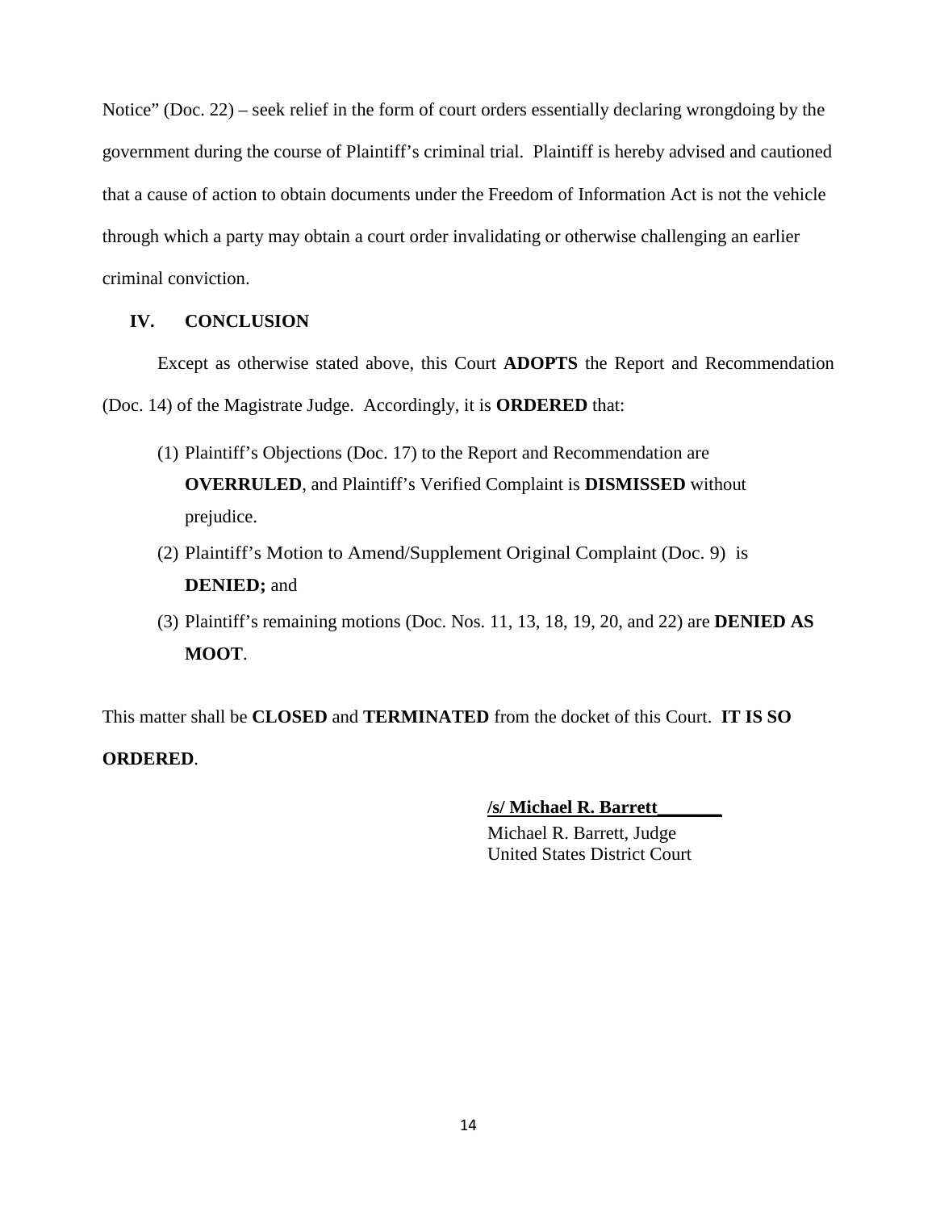Notice" (Doc. 22) – seek relief in the form of court orders essentially declaring wrongdoing by the government during the course of Plaintiff's criminal trial. Plaintiff is hereby advised and cautioned that a cause of action to obtain documents under the Freedom of Information Act is not the vehicle through which a party may obtain a court order invalidating or otherwise challenging an earlier criminal conviction.

## IV. CONCLUSION

Except as otherwise stated above, this Court **ADOPTS** the Report and Recommendation (Doc. 14) of the Magistrate Judge. Accordingly, it is **ORDERED** that:

(1) Plaintiff's Objections (Doc. 17) to the Report and Recommendation are **OVERRULED**, and Plaintiff's Verified Complaint is **DISMISSED** without prejudice.

(2) Plaintiff's Motion to Amend/Supplement Original Complaint (Doc. 9) is **DENIED;** and

(3) Plaintiff's remaining motions (Doc. Nos. 11, 13, 18, 19, 20, and 22) are **DENIED AS MOOT**.

This matter shall be **CLOSED** and **TERMINATED** from the docket of this Court. **IT IS SO ORDERED**.

**/s/ Michael R. Barrett_______**
Michael R. Barrett, Judge
United States District Court